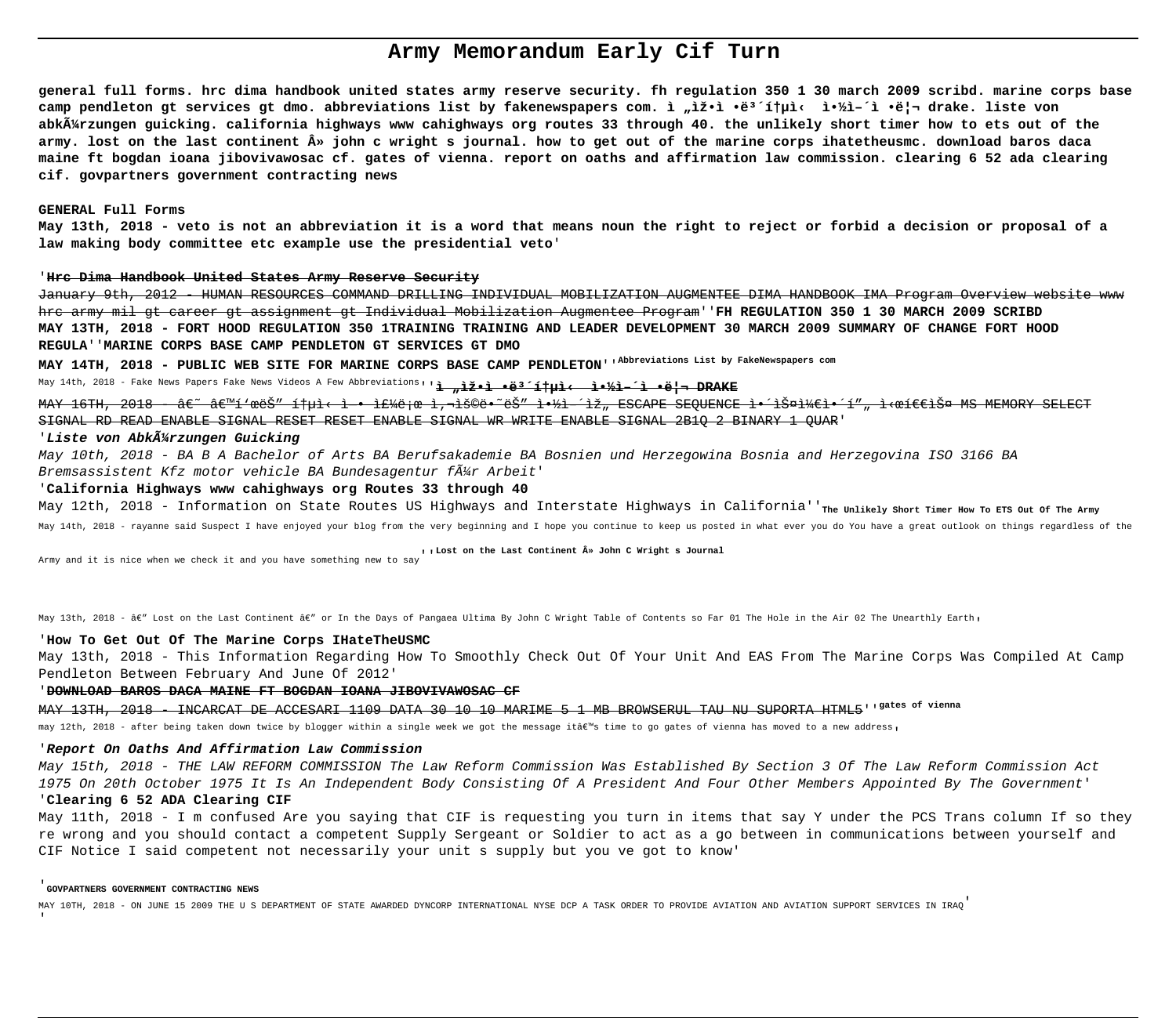# Army Memorandum Early Cif Turn

**general full forms. hrc dima handbook united states army reserve security. fh regulation 350 1 30 march 2009 scribd. marine corps base camp pendleton gt services gt dmo. abbreviations list by fakenewspapers com. ì „ìž•ì •ë³´í†µì‹ ì•½ì–´ì •ë¦¬ drake. liste von abkÃ¼rzungen guicking. california highways www cahighways org routes 33 through 40. the unlikely short timer how to ets out of the army. lost on the last continent Â» john c wright s journal. how to get out of the marine corps ihatetheusmc. download baros daca maine ft bogdan ioana jibovivawosac cf. gates of vienna. report on oaths and affirmation law commission. clearing 6 52 ada clearing cif. govpartners government contracting news**

**GENERAL Full Forms**

**May 13th, 2018 - veto is not an abbreviation it is a word that means noun the right to reject or forbid a decision or proposal of a law making body committee etc example use the presidential veto**'

'~~**Hrc Dima Handbook United States Army Reserve Security**~~

~~January 9th, 2012 - HUMAN RESOURCES COMMAND DRILLING INDIVIDUAL MOBILIZATION AUGMENTEE DIMA HANDBOOK IMA Program Overview website www hrc army mil gt career gt assignment gt Individual Mobilization Augmentee Program~~''**FH REGULATION 350 1 30 MARCH 2009 SCRIBD**

**MAY 13TH, 2018 - FORT HOOD REGULATION 350 1TRAINING TRAINING AND LEADER DEVELOPMENT 30 MARCH 2009 SUMMARY OF CHANGE FORT HOOD REGULA**''**MARINE CORPS BASE CAMP PENDLETON GT SERVICES GT DMO**

**MAY 14TH, 2018 - PUBLIC WEB SITE FOR MARINE CORPS BASE CAMP PENDLETON**''**Abbreviations List by FakeNewspapers com**

May 14th, 2018 - Fake News Papers Fake News Videos A Few Abbreviations''~~**ì „ìž•ì •ë³´í†µì‹ ì•½ì–´ì •ë¦¬ DRAKE**~~

~~MAY 16TH, 2018 - â€˜ â€™í'œëŠ" í†µì‹ ì • ì£¼ë¡œ ì‚¬ìš©ë•˜ëŠ" ì•½ì–´ìž„ ESCAPE SEQUENCE ì•´ìŠ¤ì¼€ì•´í" ì‹œí€€ìŠ¤ MS MEMORY SELECT SIGNAL RD READ ENABLE SIGNAL RESET RESET ENABLE SIGNAL WR WRITE ENABLE SIGNAL 2B1Q 2 BINARY 1 QUAR~~'

'***Liste von AbkÃ¼rzungen Guicking***

*May 10th, 2018 - BA B A Bachelor of Arts BA Berufsakademie BA Bosnien und Herzegowina Bosnia and Herzegovina ISO 3166 BA Bremsassistent Kfz motor vehicle BA Bundesagentur fÃ¼r Arbeit*'

'**California Highways www cahighways org Routes 33 through 40**

May 12th, 2018 - Information on State Routes US Highways and Interstate Highways in California''**The Unlikely Short Timer How To ETS Out Of The Army**

May 14th, 2018 - rayanne said Suspect I have enjoyed your blog from the very beginning and I hope you continue to keep us posted in what ever you do You have a great outlook on things regardless of the Army and it is nice when we check it and you have something new to say''**Lost on the Last Continent Â» John C Wright s Journal**

May 13th, 2018 - â€" Lost on the Last Continent â€" or In the Days of Pangaea Ultima By John C Wright Table of Contents so Far 01 The Hole in the Air 02 The Unearthly Earth'

'**How To Get Out Of The Marine Corps IHateTheUSMC**

May 13th, 2018 - This Information Regarding How To Smoothly Check Out Of Your Unit And EAS From The Marine Corps Was Compiled At Camp Pendleton Between February And June Of 2012'

'~~**DOWNLOAD BAROS DACA MAINE FT BOGDAN IOANA JIBOVIVAWOSAC CF**~~

~~MAY 13TH, 2018 - INCARCAT DE ACCESARI 1109 DATA 30 10 10 MARIME 5 1 MB BROWSERUL TAU NU SUPORTA HTML5~~''**gates of vienna**

may 12th, 2018 - after being taken down twice by blogger within a single week we got the message itâ€™s time to go gates of vienna has moved to a new address'

'**Report On Oaths And Affirmation Law Commission**

May 15th, 2018 - THE LAW REFORM COMMISSION The Law Reform Commission Was Established By Section 3 Of The Law Reform Commission Act 1975 On 20th October 1975 It Is An Independent Body Consisting Of A President And Four Other Members Appointed By The Government'

'**Clearing 6 52 ADA Clearing CIF**

May 11th, 2018 - I m confused Are you saying that CIF is requesting you turn in items that say Y under the PCS Trans column If so they re wrong and you should contact a competent Supply Sergeant or Soldier to act as a go between in communications between yourself and CIF Notice I said competent not necessarily your unit s supply but you ve got to know'

'**GOVPARTNERS GOVERNMENT CONTRACTING NEWS**

MAY 10TH, 2018 - ON JUNE 15 2009 THE U S DEPARTMENT OF STATE AWARDED DYNCORP INTERNATIONAL NYSE DCP A TASK ORDER TO PROVIDE AVIATION AND AVIATION SUPPORT SERVICES IN IRAQ'

'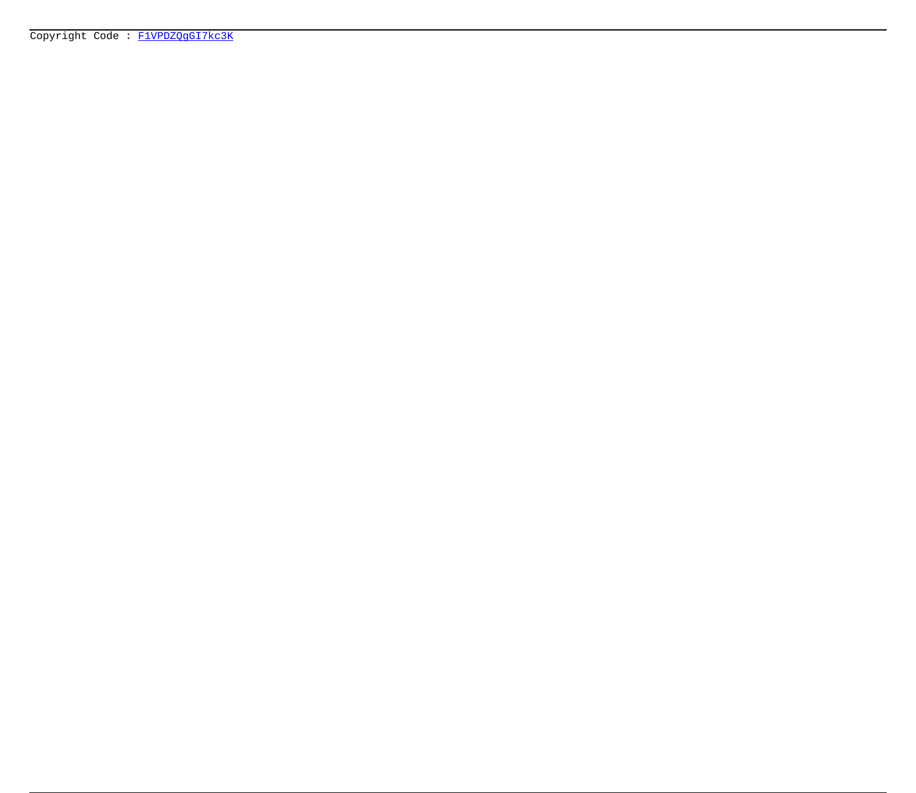Copyright Code : [F1VPDZQgGI7kc3K]